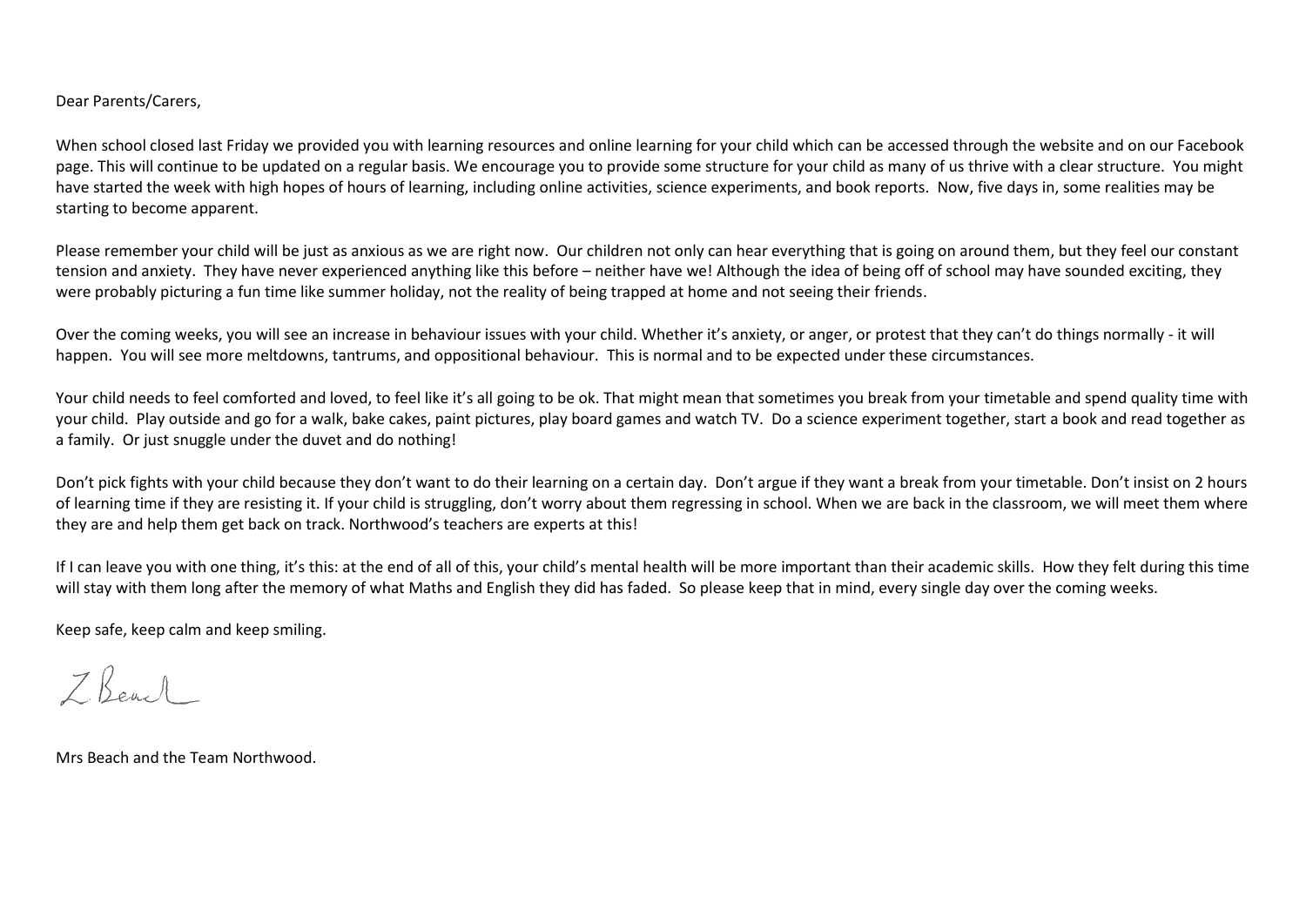Dear Parents/Carers,

When school closed last Friday we provided you with learning resources and online learning for your child which can be accessed through the website and on our Facebook page. This will continue to be updated on a regular basis. We encourage you to provide some structure for your child as many of us thrive with a clear structure. You might have started the week with high hopes of hours of learning, including online activities, science experiments, and book reports. Now, five days in, some realities may be starting to become apparent.

Please remember your child will be just as anxious as we are right now. Our children not only can hear everything that is going on around them, but they feel our constant tension and anxiety. They have never experienced anything like this before – neither have we! Although the idea of being off of school may have sounded exciting, they were probably picturing a fun time like summer holiday, not the reality of being trapped at home and not seeing their friends.

Over the coming weeks, you will see an increase in behaviour issues with your child. Whether it's anxiety, or anger, or protest that they can't do things normally - it will happen. You will see more meltdowns, tantrums, and oppositional behaviour. This is normal and to be expected under these circumstances.

Your child needs to feel comforted and loved, to feel like it's all going to be ok. That might mean that sometimes you break from your timetable and spend quality time with your child. Play outside and go for a walk, bake cakes, paint pictures, play board games and watch TV. Do a science experiment together, start a book and read together as a family. Or just snuggle under the duvet and do nothing!

Don't pick fights with your child because they don't want to do their learning on a certain day. Don't argue if they want a break from your timetable. Don't insist on 2 hours of learning time if they are resisting it. If your child is struggling, don't worry about them regressing in school. When we are back in the classroom, we will meet them where they are and help them get back on track. Northwood's teachers are experts at this!

If I can leave you with one thing, it's this: at the end of all of this, your child's mental health will be more important than their academic skills. How they felt during this time will stay with them long after the memory of what Maths and English they did has faded. So please keep that in mind, every single day over the coming weeks.

Keep safe, keep calm and keep smiling.

Z Beach

Mrs Beach and the Team Northwood.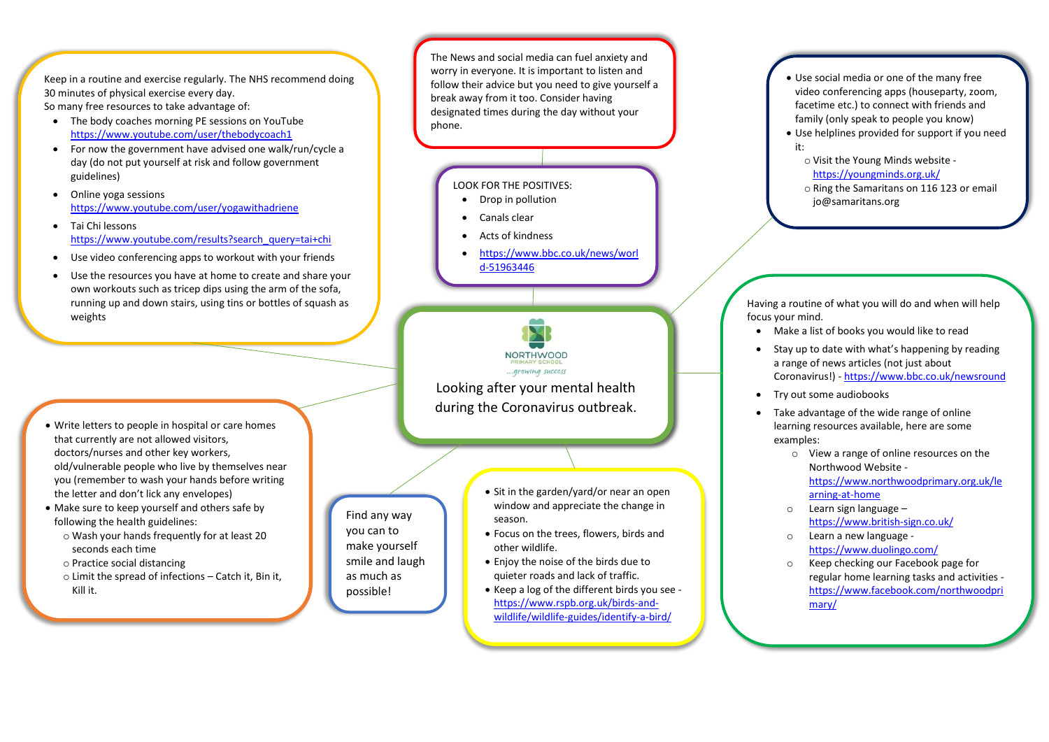# Looking after your mental health during the Coronavirus outbreak.

NORTHWOOD PRIMARY SCHOOL
...growing success

Keep in a routine and exercise regularly. The NHS recommend doing 30 minutes of physical exercise every day.
So many free resources to take advantage of:

- The body coaches morning PE sessions on YouTube https://www.youtube.com/user/thebodycoach1
- For now the government have advised one walk/run/cycle a day (do not put yourself at risk and follow government guidelines)
- Online yoga sessions https://www.youtube.com/user/yogawithadriene
- Tai Chi lessons https://www.youtube.com/results?search_query=tai+chi
- Use video conferencing apps to workout with your friends
- Use the resources you have at home to create and share your own workouts such as tricep dips using the arm of the sofa, running up and down stairs, using tins or bottles of squash as weights

The News and social media can fuel anxiety and worry in everyone. It is important to listen and follow their advice but you need to give yourself a break away from it too. Consider having designated times during the day without your phone.

LOOK FOR THE POSITIVES:

- Drop in pollution
- Canals clear
- Acts of kindness
- https://www.bbc.co.uk/news/world-51963446

- Use social media or one of the many free video conferencing apps (houseparty, zoom, facetime etc.) to connect with friends and family (only speak to people you know)
- Use helplines provided for support if you need it:
  - Visit the Young Minds website - https://youngminds.org.uk/
  - Ring the Samaritans on 116 123 or email jo@samaritans.org

Having a routine of what you will do and when will help focus your mind.

- Make a list of books you would like to read
- Stay up to date with what's happening by reading a range of news articles (not just about Coronavirus!) - https://www.bbc.co.uk/newsround
- Try out some audiobooks
- Take advantage of the wide range of online learning resources available, here are some examples:
  - View a range of online resources on the Northwood Website - https://www.northwoodprimary.org.uk/learning-at-home
  - Learn sign language – https://www.british-sign.co.uk/
  - Learn a new language - https://www.duolingo.com/
  - Keep checking our Facebook page for regular home learning tasks and activities - https://www.facebook.com/northwoodprimary/

- Write letters to people in hospital or care homes that currently are not allowed visitors, doctors/nurses and other key workers, old/vulnerable people who live by themselves near you (remember to wash your hands before writing the letter and don't lick any envelopes)
- Make sure to keep yourself and others safe by following the health guidelines:
  - Wash your hands frequently for at least 20 seconds each time
  - Practice social distancing
  - Limit the spread of infections – Catch it, Bin it, Kill it.

Find any way you can to make yourself smile and laugh as much as possible!

- Sit in the garden/yard/or near an open window and appreciate the change in season.
- Focus on the trees, flowers, birds and other wildlife.
- Enjoy the noise of the birds due to quieter roads and lack of traffic.
- Keep a log of the different birds you see - https://www.rspb.org.uk/birds-and-wildlife/wildlife-guides/identify-a-bird/